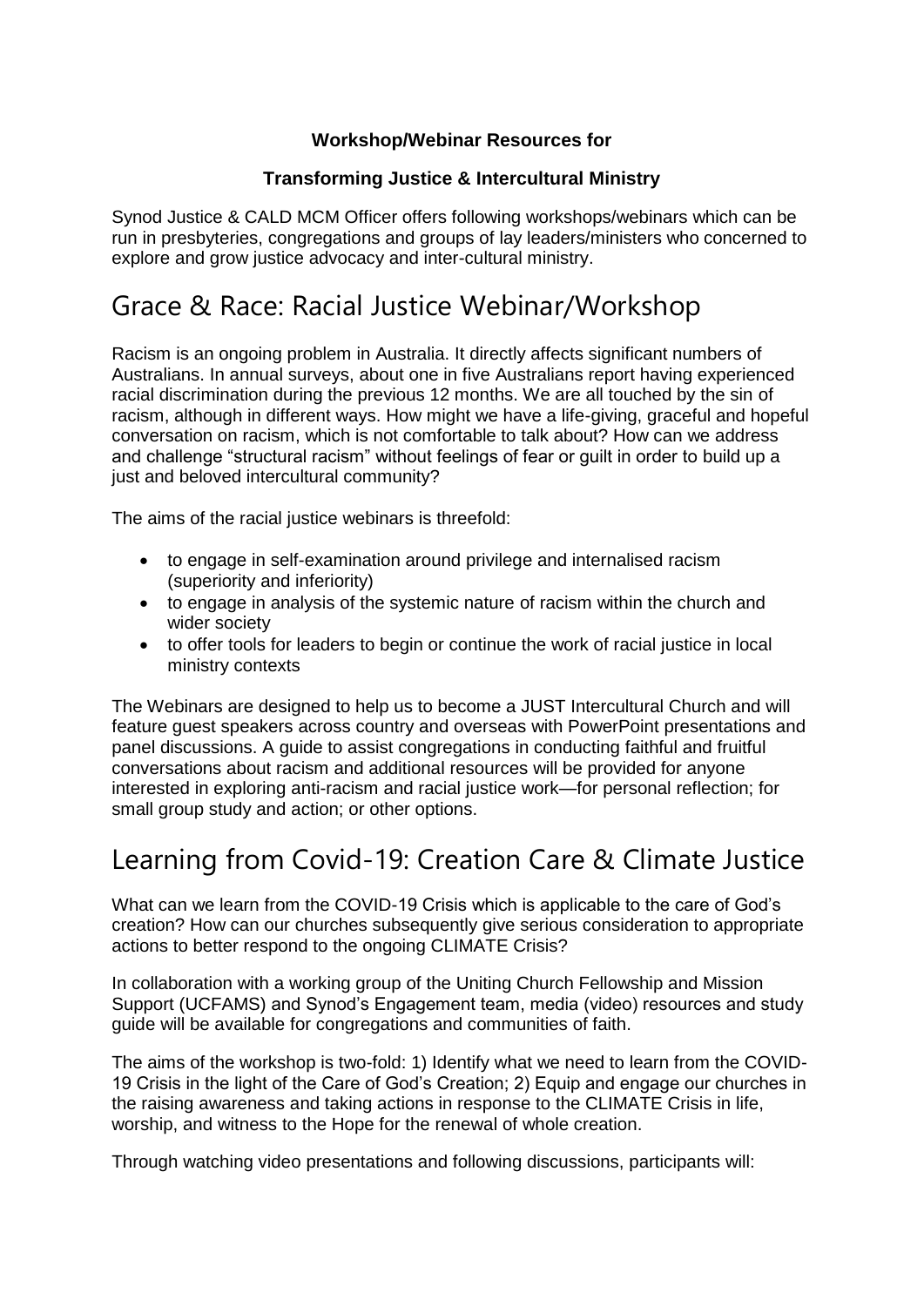**Workshop/Webinar Resources for**

**Transforming Justice & Intercultural Ministry**

Synod Justice & CALD MCM Officer offers following workshops/webinars which can be run in presbyteries, congregations and groups of lay leaders/ministers who concerned to explore and grow justice advocacy and inter-cultural ministry.

# Grace & Race: Racial Justice Webinar/Workshop

Racism is an ongoing problem in Australia. It directly affects significant numbers of Australians. In annual surveys, about one in five Australians report having experienced racial discrimination during the previous 12 months. We are all touched by the sin of racism, although in different ways. How might we have a life-giving, graceful and hopeful conversation on racism, which is not comfortable to talk about? How can we address and challenge "structural racism" without feelings of fear or guilt in order to build up a just and beloved intercultural community?

The aims of the racial justice webinars is threefold:

- to engage in self-examination around privilege and internalised racism (superiority and inferiority)
- to engage in analysis of the systemic nature of racism within the church and wider society
- to offer tools for leaders to begin or continue the work of racial justice in local ministry contexts

The Webinars are designed to help us to become a JUST Intercultural Church and will feature guest speakers across country and overseas with PowerPoint presentations and panel discussions. A guide to assist congregations in conducting faithful and fruitful conversations about racism and additional resources will be provided for anyone interested in exploring anti-racism and racial justice work—for personal reflection; for small group study and action; or other options.

# Learning from Covid-19: Creation Care & Climate Justice

What can we learn from the COVID-19 Crisis which is applicable to the care of God's creation? How can our churches subsequently give serious consideration to appropriate actions to better respond to the ongoing CLIMATE Crisis?

In collaboration with a working group of the Uniting Church Fellowship and Mission Support (UCFAMS) and Synod's Engagement team, media (video) resources and study guide will be available for congregations and communities of faith.

The aims of the workshop is two-fold: 1) Identify what we need to learn from the COVID-19 Crisis in the light of the Care of God's Creation; 2) Equip and engage our churches in the raising awareness and taking actions in response to the CLIMATE Crisis in life, worship, and witness to the Hope for the renewal of whole creation.

Through watching video presentations and following discussions, participants will: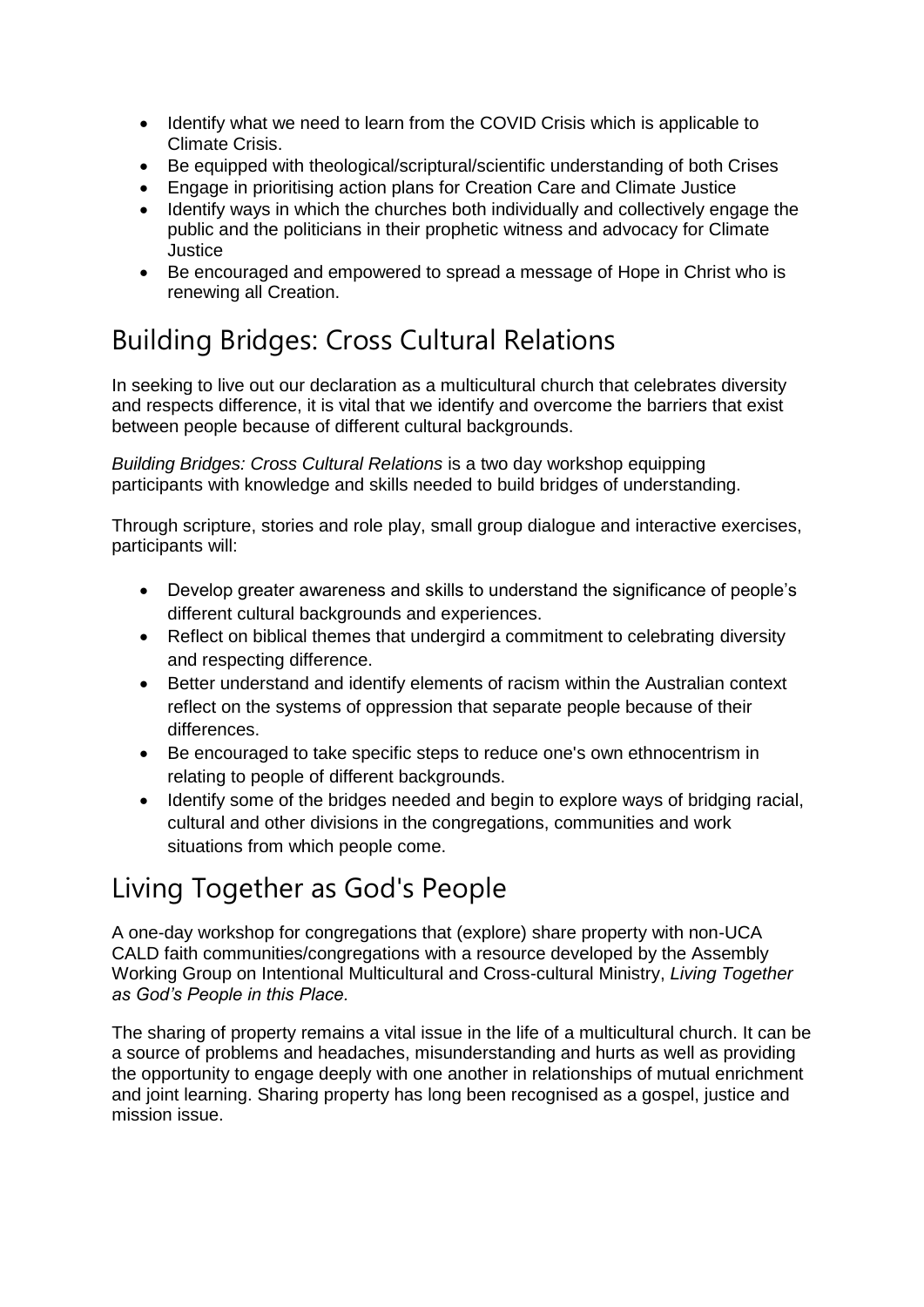- Identify what we need to learn from the COVID Crisis which is applicable to Climate Crisis.
- Be equipped with theological/scriptural/scientific understanding of both Crises
- Engage in prioritising action plans for Creation Care and Climate Justice
- Identify ways in which the churches both individually and collectively engage the public and the politicians in their prophetic witness and advocacy for Climate Justice
- Be encouraged and empowered to spread a message of Hope in Christ who is renewing all Creation.

## Building Bridges: Cross Cultural Relations

In seeking to live out our declaration as a multicultural church that celebrates diversity and respects difference, it is vital that we identify and overcome the barriers that exist between people because of different cultural backgrounds.

*Building Bridges: Cross Cultural Relations* is a two day workshop equipping participants with knowledge and skills needed to build bridges of understanding.

Through scripture, stories and role play, small group dialogue and interactive exercises, participants will:

- Develop greater awareness and skills to understand the significance of people's different cultural backgrounds and experiences.
- Reflect on biblical themes that undergird a commitment to celebrating diversity and respecting difference.
- Better understand and identify elements of racism within the Australian context reflect on the systems of oppression that separate people because of their differences.
- Be encouraged to take specific steps to reduce one's own ethnocentrism in relating to people of different backgrounds.
- Identify some of the bridges needed and begin to explore ways of bridging racial, cultural and other divisions in the congregations, communities and work situations from which people come.

## Living Together as God's People

A one-day workshop for congregations that (explore) share property with non-UCA CALD faith communities/congregations with a resource developed by the Assembly Working Group on Intentional Multicultural and Cross-cultural Ministry, *Living Together as God's People in this Place.*

The sharing of property remains a vital issue in the life of a multicultural church. It can be a source of problems and headaches, misunderstanding and hurts as well as providing the opportunity to engage deeply with one another in relationships of mutual enrichment and joint learning. Sharing property has long been recognised as a gospel, justice and mission issue.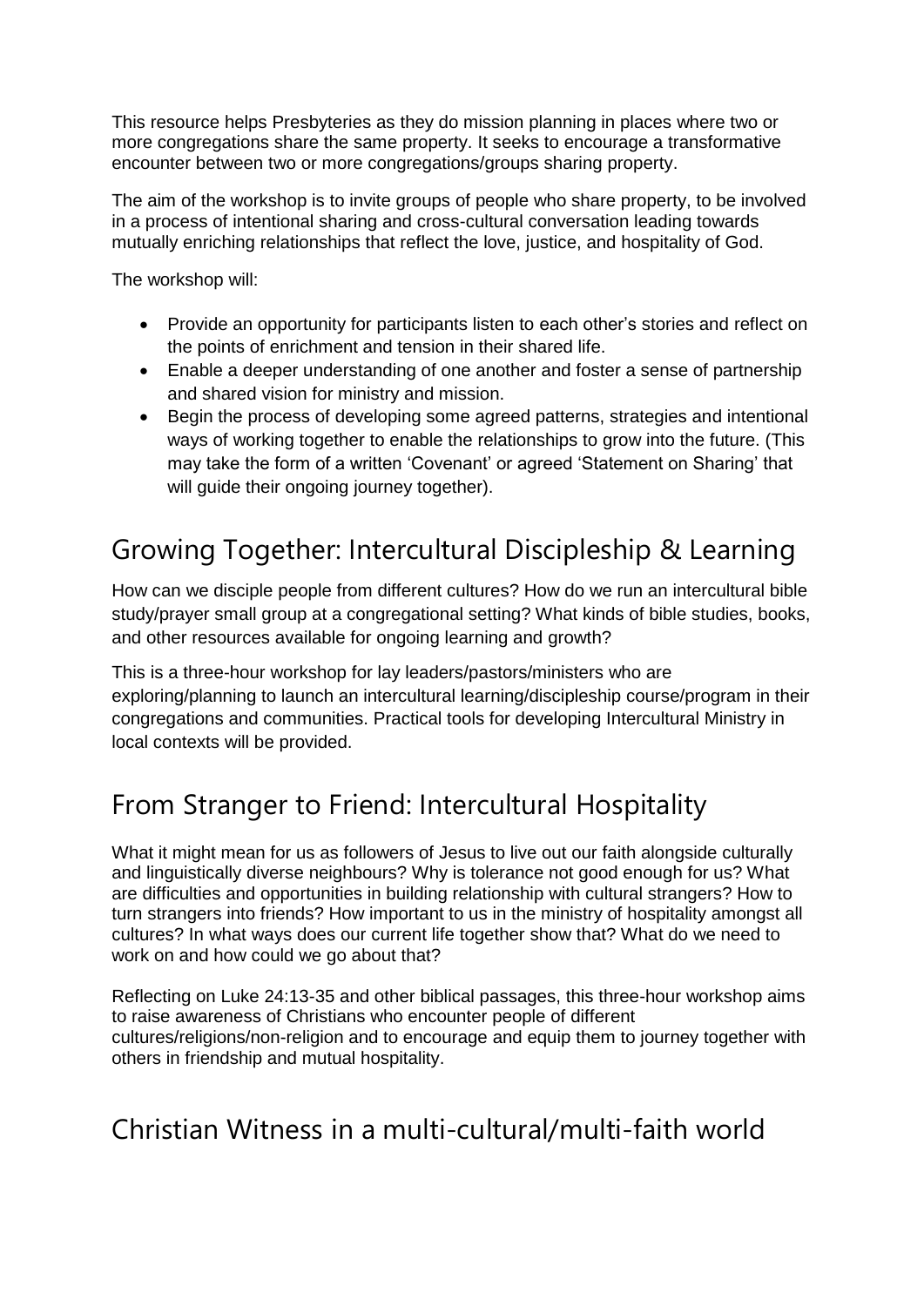This resource helps Presbyteries as they do mission planning in places where two or more congregations share the same property. It seeks to encourage a transformative encounter between two or more congregations/groups sharing property.

The aim of the workshop is to invite groups of people who share property, to be involved in a process of intentional sharing and cross-cultural conversation leading towards mutually enriching relationships that reflect the love, justice, and hospitality of God.

The workshop will:

- Provide an opportunity for participants listen to each other's stories and reflect on the points of enrichment and tension in their shared life.
- Enable a deeper understanding of one another and foster a sense of partnership and shared vision for ministry and mission.
- Begin the process of developing some agreed patterns, strategies and intentional ways of working together to enable the relationships to grow into the future. (This may take the form of a written 'Covenant' or agreed 'Statement on Sharing' that will guide their ongoing journey together).

## Growing Together: Intercultural Discipleship & Learning

How can we disciple people from different cultures? How do we run an intercultural bible study/prayer small group at a congregational setting? What kinds of bible studies, books, and other resources available for ongoing learning and growth?

This is a three-hour workshop for lay leaders/pastors/ministers who are exploring/planning to launch an intercultural learning/discipleship course/program in their congregations and communities. Practical tools for developing Intercultural Ministry in local contexts will be provided.

## From Stranger to Friend: Intercultural Hospitality

What it might mean for us as followers of Jesus to live out our faith alongside culturally and linguistically diverse neighbours? Why is tolerance not good enough for us? What are difficulties and opportunities in building relationship with cultural strangers? How to turn strangers into friends? How important to us in the ministry of hospitality amongst all cultures? In what ways does our current life together show that? What do we need to work on and how could we go about that?

Reflecting on Luke 24:13-35 and other biblical passages, this three-hour workshop aims to raise awareness of Christians who encounter people of different cultures/religions/non-religion and to encourage and equip them to journey together with others in friendship and mutual hospitality.

## Christian Witness in a multi-cultural/multi-faith world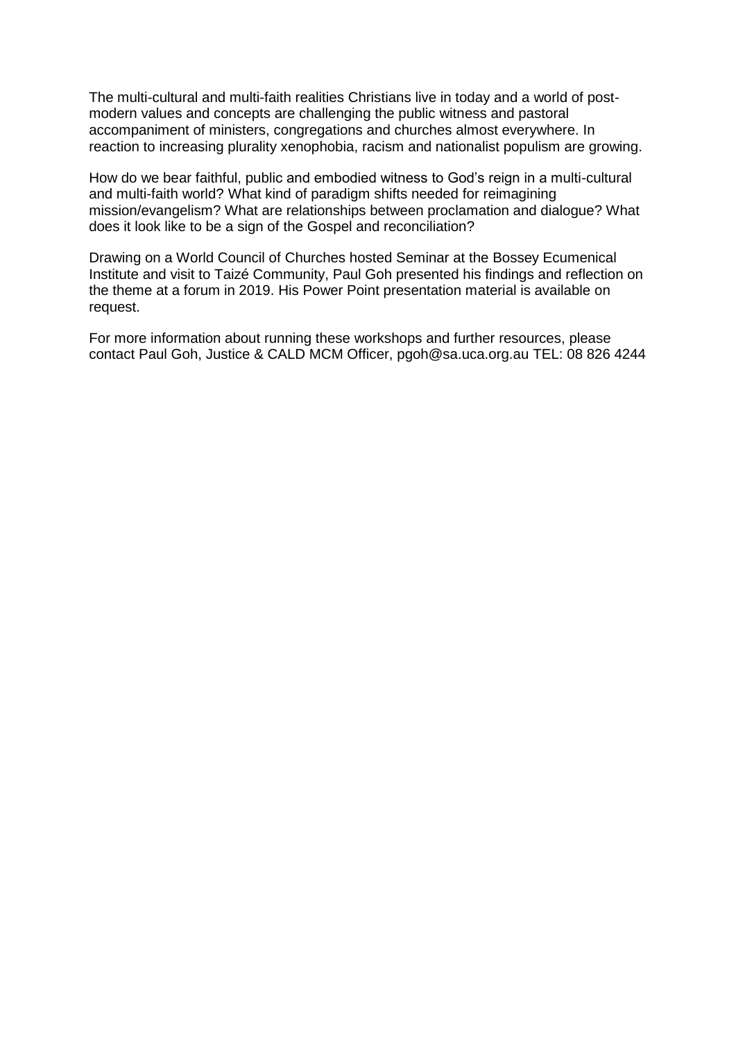The multi-cultural and multi-faith realities Christians live in today and a world of post-modern values and concepts are challenging the public witness and pastoral accompaniment of ministers, congregations and churches almost everywhere. In reaction to increasing plurality xenophobia, racism and nationalist populism are growing.

How do we bear faithful, public and embodied witness to God's reign in a multi-cultural and multi-faith world? What kind of paradigm shifts needed for reimagining mission/evangelism? What are relationships between proclamation and dialogue? What does it look like to be a sign of the Gospel and reconciliation?

Drawing on a World Council of Churches hosted Seminar at the Bossey Ecumenical Institute and visit to Taizé Community, Paul Goh presented his findings and reflection on the theme at a forum in 2019. His Power Point presentation material is available on request.

For more information about running these workshops and further resources, please contact Paul Goh, Justice & CALD MCM Officer, pgoh@sa.uca.org.au TEL: 08 826 4244